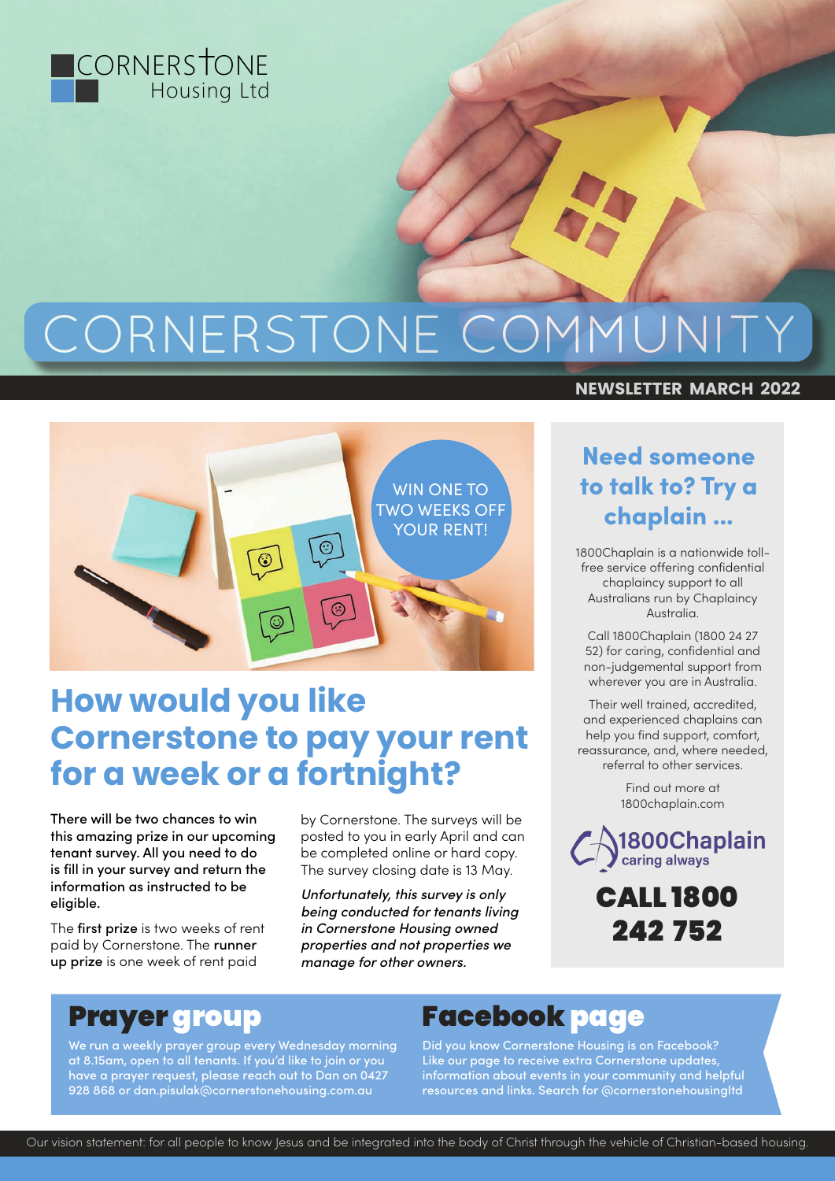CORNERSTONE Housing Ltd

# CORNERSTONE COMMUNITY

**NEWSLETTER MARCH 2022**

WIN ONE TO TWO WEEKS OFF YOUR RENT!

## How would you like Cornerstone to pay your rent for a week or a fortnight?

There will be two chances to win this amazing prize in our upcoming tenant survey. All you need to do is fill in your survey and return the information as instructed to be eligible.

The **first prize** is two weeks of rent paid by Cornerstone. The **runner up prize** is one week of rent paid by Cornerstone. The surveys will be posted to you in early April and can be completed online or hard copy. The survey closing date is 13 May.

*Unfortunately, this survey is only being conducted for tenants living in Cornerstone Housing owned properties and not properties we manage for other owners.*

## Need someone to talk to? Try a chaplain ...

1800Chaplain is a nationwide toll-free service offering confidential chaplaincy support to all Australians run by Chaplaincy Australia.

Call 1800Chaplain (1800 24 27 52) for caring, confidential and non-judgemental support from wherever you are in Australia.

Their well trained, accredited, and experienced chaplains can help you find support, comfort, reassurance, and, where needed, referral to other services.

Find out more at 1800chaplain.com

1800Chaplain caring always

**CALL 1800 242 752**

## Prayer group

We run a weekly prayer group every Wednesday morning at 8.15am, open to all tenants. If you'd like to join or you have a prayer request, please reach out to Dan on 0427 928 868 or dan.pisulak@cornerstonehousing.com.au

## Facebook page

Did you know Cornerstone Housing is on Facebook? Like our page to receive extra Cornerstone updates, information about events in your community and helpful resources and links. Search for @cornerstonehousingltd

Our vision statement: for all people to know Jesus and be integrated into the body of Christ through the vehicle of Christian-based housing.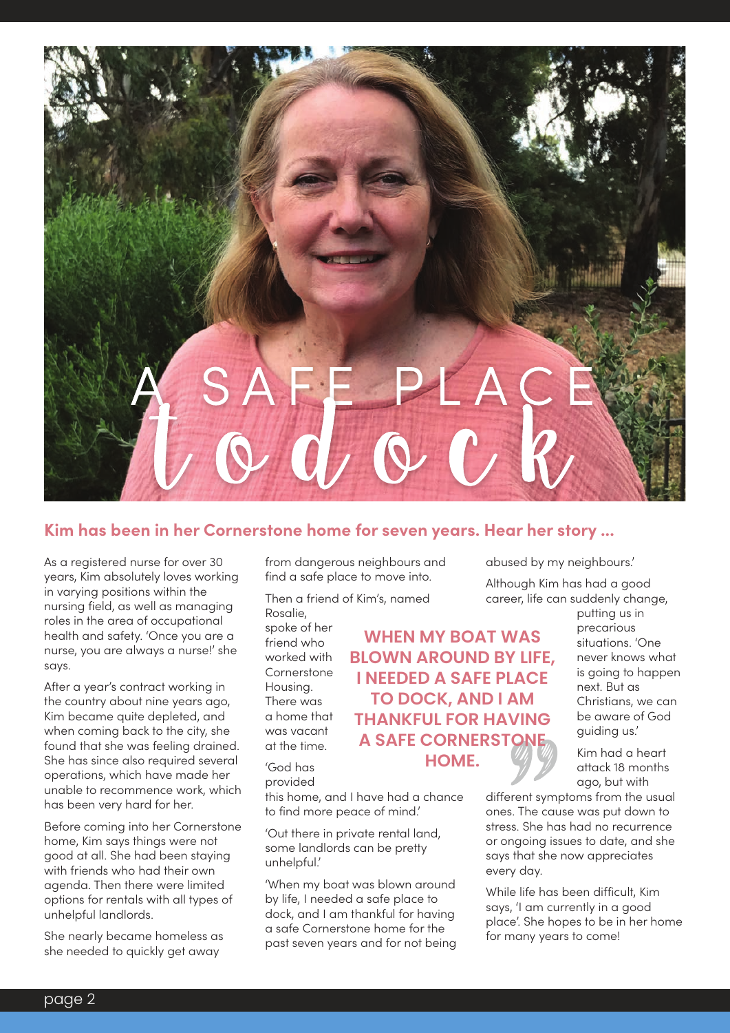# A SAFE PLACE to dock

**Kim has been in her Cornerstone home for seven years. Hear her story ...**

As a registered nurse for over 30 years, Kim absolutely loves working in varying positions within the nursing field, as well as managing roles in the area of occupational health and safety. 'Once you are a nurse, you are always a nurse!' she says.

After a year's contract working in the country about nine years ago, Kim became quite depleted, and when coming back to the city, she found that she was feeling drained. She has since also required several operations, which have made her unable to recommence work, which has been very hard for her.

Before coming into her Cornerstone home, Kim says things were not good at all. She had been staying with friends who had their own agenda. Then there were limited options for rentals with all types of unhelpful landlords.

She nearly became homeless as she needed to quickly get away from dangerous neighbours and find a safe place to move into.

Then a friend of Kim's, named Rosalie, spoke of her friend who worked with Cornerstone Housing. There was a home that was vacant at the time.

'God has provided this home, and I have had a chance to find more peace of mind.'

'Out there in private rental land, some landlords can be pretty unhelpful.'

'When my boat was blown around by life, I needed a safe place to dock, and I am thankful for having a safe Cornerstone home for the past seven years and for not being abused by my neighbours.'

> **WHEN MY BOAT WAS BLOWN AROUND BY LIFE, I NEEDED A SAFE PLACE TO DOCK, AND I AM THANKFUL FOR HAVING A SAFE CORNERSTONE HOME.**

Although Kim has had a good career, life can suddenly change, putting us in precarious situations. 'One never knows what is going to happen next. But as Christians, we can be aware of God guiding us.'

Kim had a heart attack 18 months ago, but with different symptoms from the usual ones. The cause was put down to stress. She has had no recurrence or ongoing issues to date, and she says that she now appreciates every day.

While life has been difficult, Kim says, 'I am currently in a good place'. She hopes to be in her home for many years to come!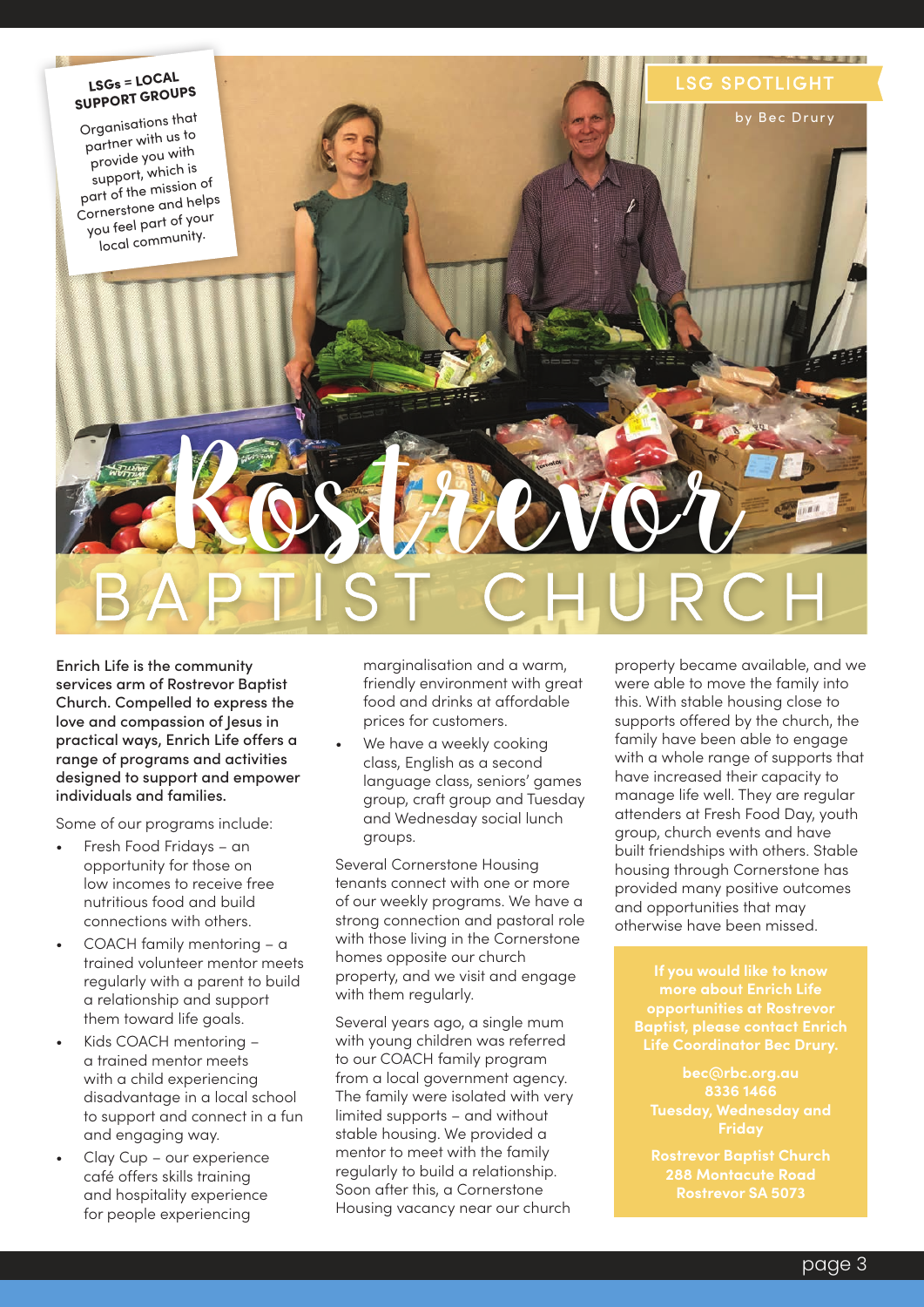LSG SPOTLIGHT

by Bec Drury

**LSGs = LOCAL SUPPORT GROUPS**

Organisations that partner with us to provide you with support, which is part of the mission of Cornerstone and helps you feel part of your local community.

# Rostrevor BAPTIST CHURCH

**Enrich Life is the community services arm of Rostrevor Baptist Church. Compelled to express the love and compassion of Jesus in practical ways, Enrich Life offers a range of programs and activities designed to support and empower individuals and families.**

Some of our programs include:

- Fresh Food Fridays – an opportunity for those on low incomes to receive free nutritious food and build connections with others.
- COACH family mentoring – a trained volunteer mentor meets regularly with a parent to build a relationship and support them toward life goals.
- Kids COACH mentoring – a trained mentor meets with a child experiencing disadvantage in a local school to support and connect in a fun and engaging way.
- Clay Cup – our experience café offers skills training and hospitality experience for people experiencing marginalisation and a warm, friendly environment with great food and drinks at affordable prices for customers.
- We have a weekly cooking class, English as a second language class, seniors' games group, craft group and Tuesday and Wednesday social lunch groups.

Several Cornerstone Housing tenants connect with one or more of our weekly programs. We have a strong connection and pastoral role with those living in the Cornerstone homes opposite our church property, and we visit and engage with them regularly.

Several years ago, a single mum with young children was referred to our COACH family program from a local government agency. The family were isolated with very limited supports – and without stable housing. We provided a mentor to meet with the family regularly to build a relationship. Soon after this, a Cornerstone Housing vacancy near our church property became available, and we were able to move the family into this. With stable housing close to supports offered by the church, the family have been able to engage with a whole range of supports that have increased their capacity to manage life well. They are regular attenders at Fresh Food Day, youth group, church events and have built friendships with others. Stable housing through Cornerstone has provided many positive outcomes and opportunities that may otherwise have been missed.

**If you would like to know more about Enrich Life opportunities at Rostrevor Baptist, please contact Enrich Life Coordinator Bec Drury.**

**bec@rbc.org.au**
**8336 1466**
**Tuesday, Wednesday and Friday**

**Rostrevor Baptist Church**
**288 Montacute Road**
**Rostrevor SA 5073**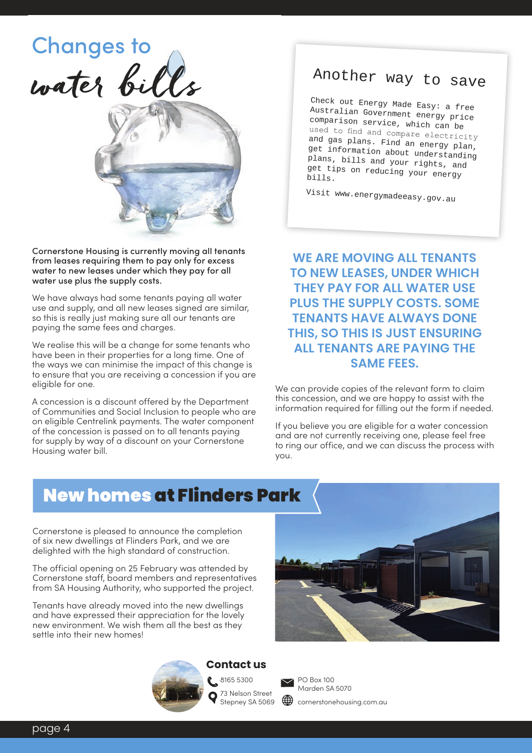# Changes to water bills

**Cornerstone Housing is currently moving all tenants from leases requiring them to pay only for excess water to new leases under which they pay for all water use plus the supply costs.**

We have always had some tenants paying all water use and supply, and all new leases signed are similar, so this is really just making sure all our tenants are paying the same fees and charges.

We realise this will be a change for some tenants who have been in their properties for a long time. One of the ways we can minimise the impact of this change is to ensure that you are receiving a concession if you are eligible for one.

A concession is a discount offered by the Department of Communities and Social Inclusion to people who are on eligible Centrelink payments. The water component of the concession is passed on to all tenants paying for supply by way of a discount on your Cornerstone Housing water bill.

## Another way to save

Check out Energy Made Easy: a free Australian Government energy price comparison service, which can be used to find and compare electricity and gas plans. Find an energy plan, get information about understanding plans, bills and your rights, and get tips on reducing your energy bills.

Visit www.energymadeeasy.gov.au

**WE ARE MOVING ALL TENANTS TO NEW LEASES, UNDER WHICH THEY PAY FOR ALL WATER USE PLUS THE SUPPLY COSTS. SOME TENANTS HAVE ALWAYS DONE THIS, SO THIS IS JUST ENSURING ALL TENANTS ARE PAYING THE SAME FEES.**

We can provide copies of the relevant form to claim this concession, and we are happy to assist with the information required for filling out the form if needed.

If you believe you are eligible for a water concession and are not currently receiving one, please feel free to ring our office, and we can discuss the process with you.

# New homes at Flinders Park

Cornerstone is pleased to announce the completion of six new dwellings at Flinders Park, and we are delighted with the high standard of construction.

The official opening on 25 February was attended by Cornerstone staff, board members and representatives from SA Housing Authority, who supported the project.

Tenants have already moved into the new dwellings and have expressed their appreciation for the lovely new environment. We wish them all the best as they settle into their new homes!

## Contact us

8165 5300

73 Nelson Street
Stepney SA 5069

PO Box 100
Marden SA 5070

cornerstonehousing.com.au